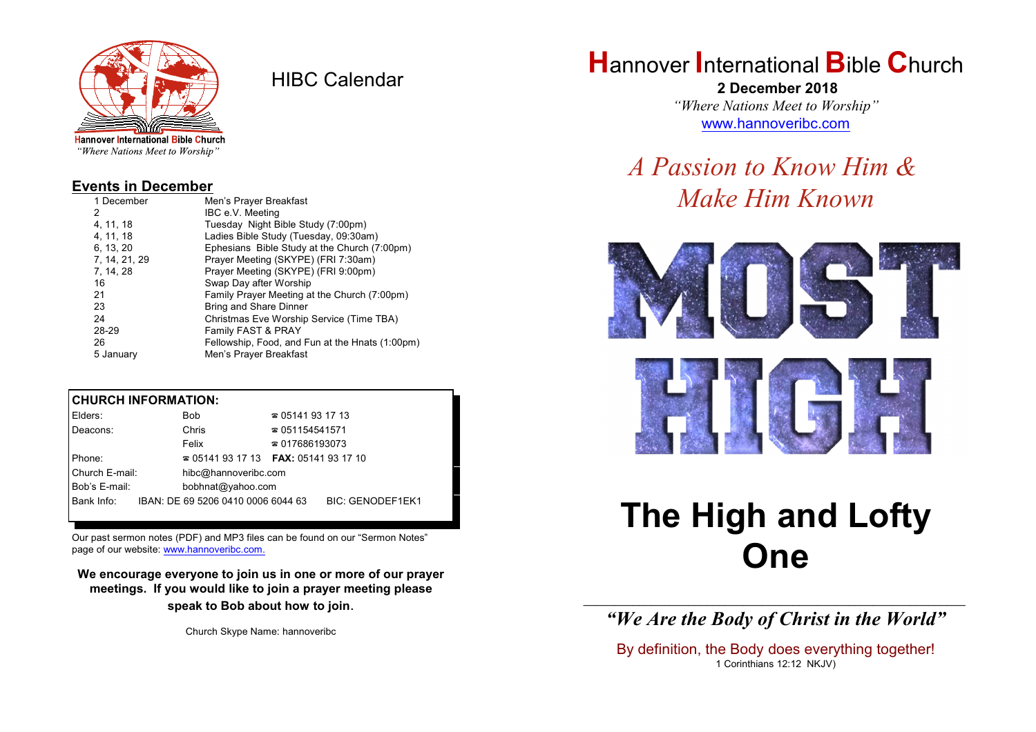Hannover International Bible Church
*"Where Nations Meet to Worship"*

# HIBC Calendar

## Events in December

| | |
|---|---|
| 1 December | Men's Prayer Breakfast |
| 2 | IBC e.V. Meeting |
| 4, 11, 18 | Tuesday Night Bible Study (7:00pm) |
| 4, 11, 18 | Ladies Bible Study (Tuesday, 09:30am) |
| 6, 13, 20 | Ephesians Bible Study at the Church (7:00pm) |
| 7, 14, 21, 29 | Prayer Meeting (SKYPE) (FRI 7:30am) |
| 7, 14, 28 | Prayer Meeting (SKYPE) (FRI 9:00pm) |
| 16 | Swap Day after Worship |
| 21 | Family Prayer Meeting at the Church (7:00pm) |
| 23 | Bring and Share Dinner |
| 24 | Christmas Eve Worship Service (Time TBA) |
| 28-29 | Family FAST & PRAY |
| 26 | Fellowship, Food, and Fun at the Hnats (1:00pm) |
| 5 January | Men's Prayer Breakfast |

## CHURCH INFORMATION:

| | | |
|---|---|---|
| Elders: | Bob | ☎ 05141 93 17 13 |
| Deacons: | Chris | ☎ 051154541571 |
| | Felix | ☎ 017686193073 |
| Phone: | ☎ 05141 93 17 13 | **FAX:** 05141 93 17 10 |
| Church E-mail: | hibc@hannoveribc.com | |
| Bob's E-mail: | bobhnat@yahoo.com | |
| Bank Info: | IBAN: DE 69 5206 0410 0006 6044 63 | BIC: GENODEF1EK1 |

Our past sermon notes (PDF) and MP3 files can be found on our "Sermon Notes" page of our website: www.hannoveribc.com.

**We encourage everyone to join us in one or more of our prayer meetings. If you would like to join a prayer meeting please speak to Bob about how to join.**

Church Skype Name: hannoveribc

# **H**annover **I**nternational **B**ible **C**hurch

**2 December 2018**

*"Where Nations Meet to Worship"*

www.hannoveribc.com

*A Passion to Know Him & Make Him Known*

MOST HIGH

# The High and Lofty One

---

***"We Are the Body of Christ in the World"***

By definition, the Body does everything together!

1 Corinthians 12:12 NKJV)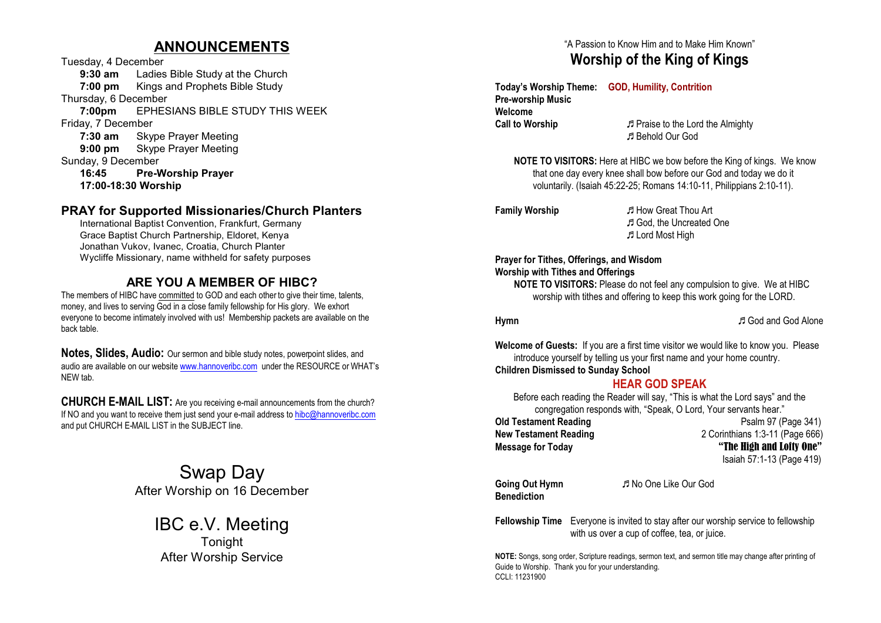## ANNOUNCEMENTS

Tuesday, 4 December

**9:30 am** Ladies Bible Study at the Church
**7:00 pm** Kings and Prophets Bible Study

Thursday, 6 December

**7:00pm** EPHESIANS BIBLE STUDY THIS WEEK

Friday, 7 December

**7:30 am** Skype Prayer Meeting
**9:00 pm** Skype Prayer Meeting

Sunday, 9 December

**16:45 Pre-Worship Prayer**
**17:00-18:30 Worship**

### PRAY for Supported Missionaries/Church Planters

International Baptist Convention, Frankfurt, Germany
Grace Baptist Church Partnership, Eldoret, Kenya
Jonathan Vukov, Ivanec, Croatia, Church Planter
Wycliffe Missionary, name withheld for safety purposes

### ARE YOU A MEMBER OF HIBC?

The members of HIBC have committed to GOD and each other to give their time, talents, money, and lives to serving God in a close family fellowship for His glory. We exhort everyone to become intimately involved with us! Membership packets are available on the back table.

**Notes, Slides, Audio:** Our sermon and bible study notes, powerpoint slides, and audio are available on our website www.hannoveribc.com under the RESOURCE or WHAT's NEW tab.

**CHURCH E-MAIL LIST:** Are you receiving e-mail announcements from the church? If NO and you want to receive them just send your e-mail address to hibc@hannoveribc.com and put CHURCH E-MAIL LIST in the SUBJECT line.

Swap Day
After Worship on 16 December

IBC e.V. Meeting
Tonight
After Worship Service

"A Passion to Know Him and to Make Him Known"

# Worship of the King of Kings

**Today's Worship Theme:** **GOD, Humility, Contrition**
**Pre-worship Music**
**Welcome**
**Call to Worship** ♬ Praise to the Lord the Almighty
♬ Behold Our God

**NOTE TO VISITORS:** Here at HIBC we bow before the King of kings. We know that one day every knee shall bow before our God and today we do it voluntarily. (Isaiah 45:22-25; Romans 14:10-11, Philippians 2:10-11).

**Family Worship** ♬ How Great Thou Art
♬ God, the Uncreated One
♬ Lord Most High

**Prayer for Tithes, Offerings, and Wisdom**
**Worship with Tithes and Offerings**

**NOTE TO VISITORS:** Please do not feel any compulsion to give. We at HIBC worship with tithes and offering to keep this work going for the LORD.

**Hymn** ♬ God and God Alone

**Welcome of Guests:** If you are a first time visitor we would like to know you. Please introduce yourself by telling us your first name and your home country.
**Children Dismissed to Sunday School**

### HEAR GOD SPEAK

Before each reading the Reader will say, "This is what the Lord says" and the congregation responds with, "Speak, O Lord, Your servants hear."

**Old Testament Reading** Psalm 97 (Page 341)
**New Testament Reading** 2 Corinthians 1:3-11 (Page 666)
**Message for Today** **"The High and Lofty One"**
Isaiah 57:1-13 (Page 419)

**Going Out Hymn** ♬ No One Like Our God
**Benediction**

**Fellowship Time** Everyone is invited to stay after our worship service to fellowship with us over a cup of coffee, tea, or juice.

**NOTE:** Songs, song order, Scripture readings, sermon text, and sermon title may change after printing of Guide to Worship. Thank you for your understanding.
CCLI: 11231900